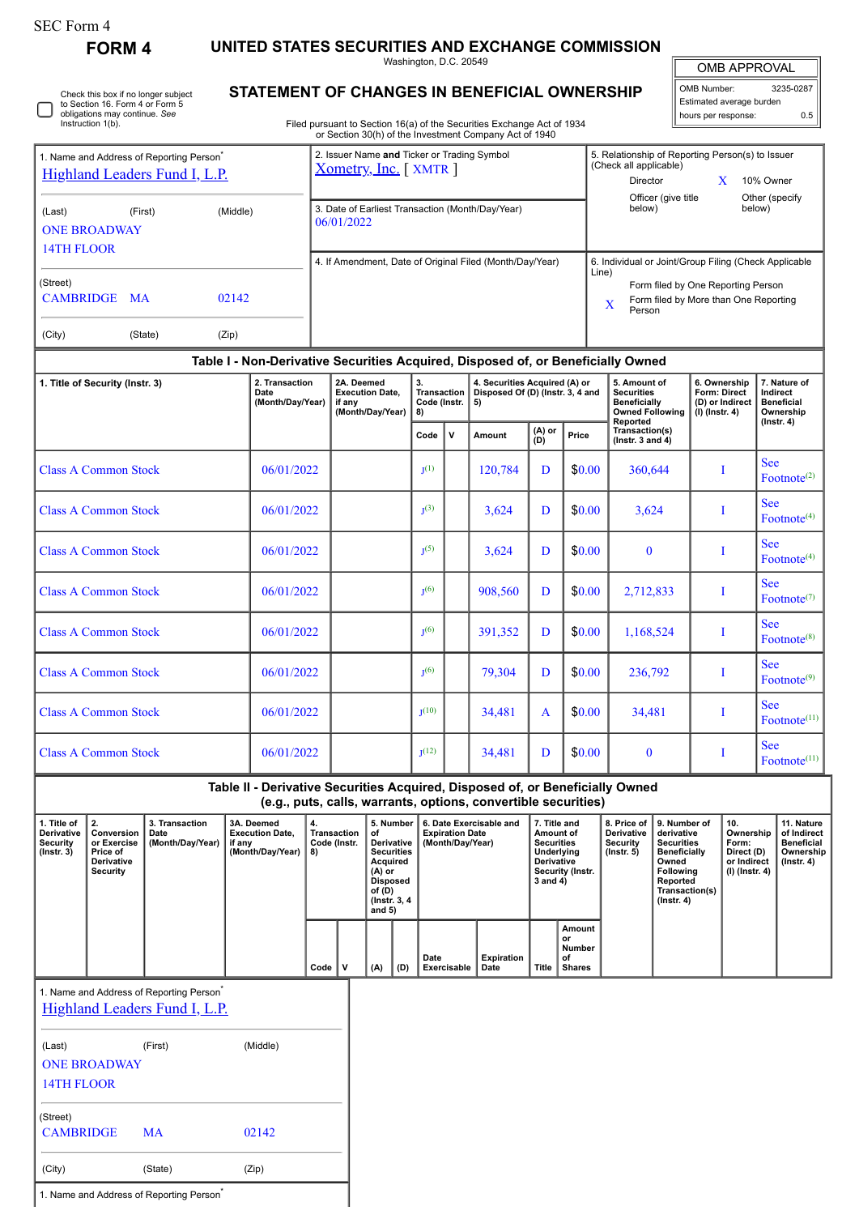SEC Form 4

# FORM 4

## UNITED STATES SECURITIES AND EXCHANGE COMMISSION

Washington, D.C. 20549

## STATEMENT OF CHANGES IN BENEFICIAL OWNERSHIP

Filed pursuant to Section 16(a) of the Securities Exchange Act of 1934 or Section 30(h) of the Investment Company Act of 1940

| OMB APPROVAL | |
|---|---|
| OMB Number: | 3235-0287 |
| Estimated average burden | |
| hours per response: | 0.5 |

☐ Check this box if no longer subject to Section 16. Form 4 or Form 5 obligations may continue. *See* Instruction 1(b).

| 1. Name and Address of Reporting Person* | 2. Issuer Name and Ticker or Trading Symbol | 5. Relationship of Reporting Person(s) to Issuer (Check all applicable) |
|---|---|---|
| Highland Leaders Fund I, L.P. | Xometry, Inc. [ XMTR ] | Director / X 10% Owner / Officer (give title below) / Other (specify below) |
| (Last) (First) (Middle) ONE BROADWAY 14TH FLOOR | 3. Date of Earliest Transaction (Month/Day/Year) 06/01/2022 | |
| (Street) CAMBRIDGE MA 02142 | 4. If Amendment, Date of Original Filed (Month/Day/Year) | 6. Individual or Joint/Group Filing (Check Applicable Line) Form filed by One Reporting Person / X Form filed by More than One Reporting Person |
| (City) (State) (Zip) | | |

### Table I - Non-Derivative Securities Acquired, Disposed of, or Beneficially Owned

| 1. Title of Security (Instr. 3) | 2. Transaction Date (Month/Day/Year) | 2A. Deemed Execution Date, if any (Month/Day/Year) | 3. Transaction Code (Instr. 8) | | 4. Securities Acquired (A) or Disposed Of (D) (Instr. 3, 4 and 5) | | | 5. Amount of Securities Beneficially Owned Following Reported Transaction(s) (Instr. 3 and 4) | 6. Ownership Form: Direct (D) or Indirect (I) (Instr. 4) | 7. Nature of Indirect Beneficial Ownership (Instr. 4) |
|---|---|---|---|---|---|---|---|---|---|---|
| | | | Code | V | Amount | (A) or (D) | Price | | | |
| Class A Common Stock | 06/01/2022 | | J[1] | | 120,784 | D | $0.00 | 360,644 | I | See Footnote[2] |
| Class A Common Stock | 06/01/2022 | | J[3] | | 3,624 | D | $0.00 | 3,624 | I | See Footnote[4] |
| Class A Common Stock | 06/01/2022 | | J[5] | | 3,624 | D | $0.00 | 0 | I | See Footnote[4] |
| Class A Common Stock | 06/01/2022 | | J[6] | | 908,560 | D | $0.00 | 2,712,833 | I | See Footnote[7] |
| Class A Common Stock | 06/01/2022 | | J[6] | | 391,352 | D | $0.00 | 1,168,524 | I | See Footnote[8] |
| Class A Common Stock | 06/01/2022 | | J[6] | | 79,304 | D | $0.00 | 236,792 | I | See Footnote[9] |
| Class A Common Stock | 06/01/2022 | | J[10] | | 34,481 | A | $0.00 | 34,481 | I | See Footnote[11] |
| Class A Common Stock | 06/01/2022 | | J[12] | | 34,481 | D | $0.00 | 0 | I | See Footnote[11] |

### Table II - Derivative Securities Acquired, Disposed of, or Beneficially Owned (e.g., puts, calls, warrants, options, convertible securities)

| 1. Title of Derivative Security (Instr. 3) | 2. Conversion or Exercise Price of Derivative Security | 3. Transaction Date (Month/Day/Year) | 3A. Deemed Execution Date, if any (Month/Day/Year) | 4. Transaction Code (Instr. 8) | | 5. Number of Derivative Securities Acquired (A) or Disposed of (D) (Instr. 3, 4 and 5) | | 6. Date Exercisable and Expiration Date (Month/Day/Year) | | 7. Title and Amount of Securities Underlying Derivative Security (Instr. 3 and 4) | | 8. Price of Derivative Security (Instr. 5) | 9. Number of derivative Securities Beneficially Owned Following Reported Transaction(s) (Instr. 4) | 10. Ownership Form: Direct (D) or Indirect (I) (Instr. 4) | 11. Nature of Indirect Beneficial Ownership (Instr. 4) |
|---|---|---|---|---|---|---|---|---|---|---|---|---|---|---|---|
| | | | | Code | V | (A) | (D) | Date Exercisable | Expiration Date | Title | Amount or Number of Shares | | | | |

1. Name and Address of Reporting Person*

Highland Leaders Fund I, L.P.

(Last) (First) (Middle)

ONE BROADWAY

14TH FLOOR

(Street)

CAMBRIDGE MA 02142

(City) (State) (Zip)

1. Name and Address of Reporting Person*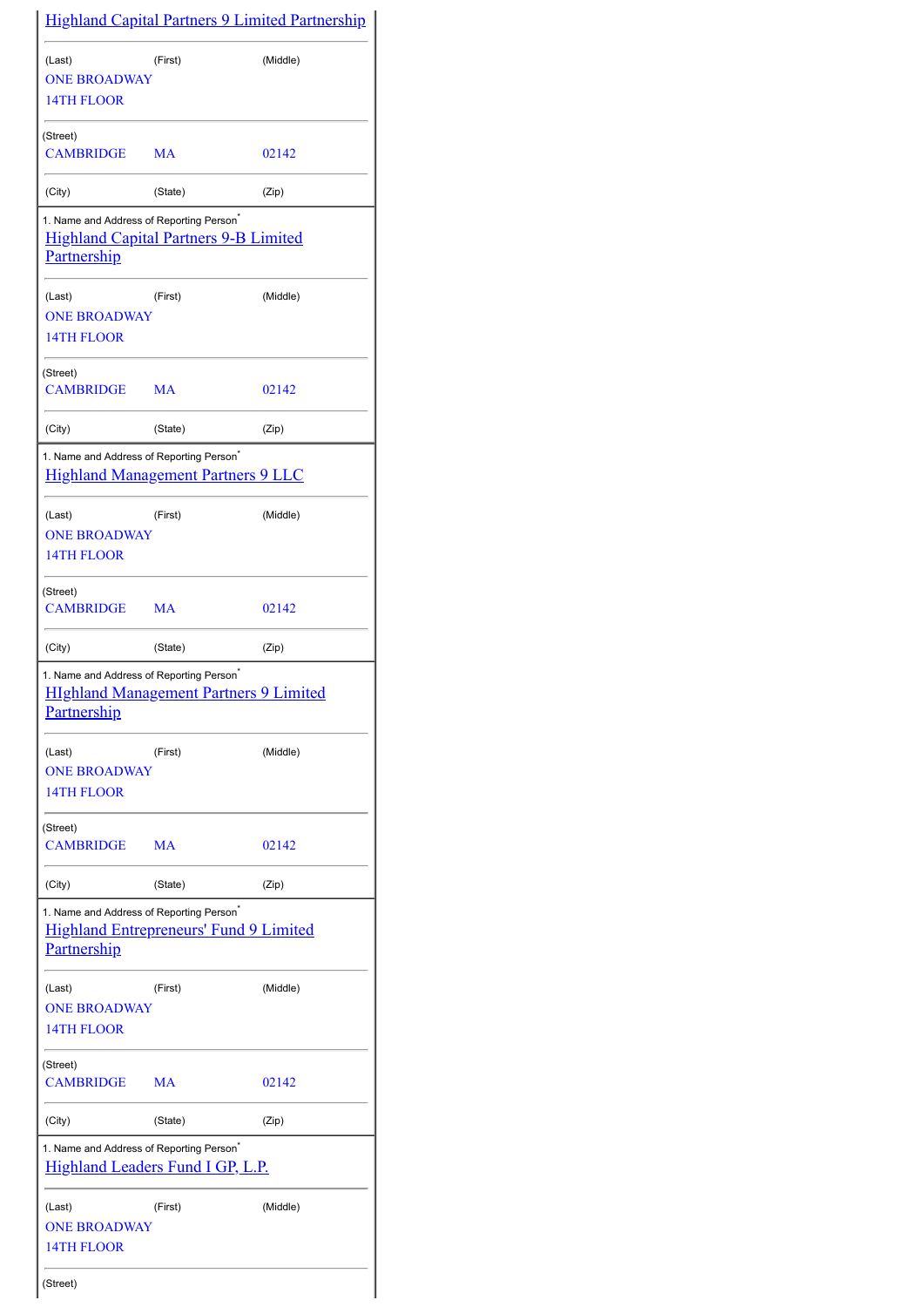[Highland Capital Partners 9 Limited Partnership](#)

| (Last) | (First) | (Middle) |
|---|---|---|

ONE BROADWAY
14TH FLOOR

(Street)

| CAMBRIDGE | MA | 02142 |
|---|---|---|
| (City) | (State) | (Zip) |

1. Name and Address of Reporting Person*

[Highland Capital Partners 9-B Limited Partnership](#)

| (Last) | (First) | (Middle) |
|---|---|---|

ONE BROADWAY
14TH FLOOR

(Street)

| CAMBRIDGE | MA | 02142 |
|---|---|---|
| (City) | (State) | (Zip) |

1. Name and Address of Reporting Person*

[Highland Management Partners 9 LLC](#)

| (Last) | (First) | (Middle) |
|---|---|---|

ONE BROADWAY
14TH FLOOR

(Street)

| CAMBRIDGE | MA | 02142 |
|---|---|---|
| (City) | (State) | (Zip) |

1. Name and Address of Reporting Person*

[HIghland Management Partners 9 Limited Partnership](#)

| (Last) | (First) | (Middle) |
|---|---|---|

ONE BROADWAY
14TH FLOOR

(Street)

| CAMBRIDGE | MA | 02142 |
|---|---|---|
| (City) | (State) | (Zip) |

1. Name and Address of Reporting Person*

[Highland Entrepreneurs' Fund 9 Limited Partnership](#)

| (Last) | (First) | (Middle) |
|---|---|---|

ONE BROADWAY
14TH FLOOR

(Street)

| CAMBRIDGE | MA | 02142 |
|---|---|---|
| (City) | (State) | (Zip) |

1. Name and Address of Reporting Person*

[Highland Leaders Fund I GP, L.P.](#)

| (Last) | (First) | (Middle) |
|---|---|---|

ONE BROADWAY
14TH FLOOR

(Street)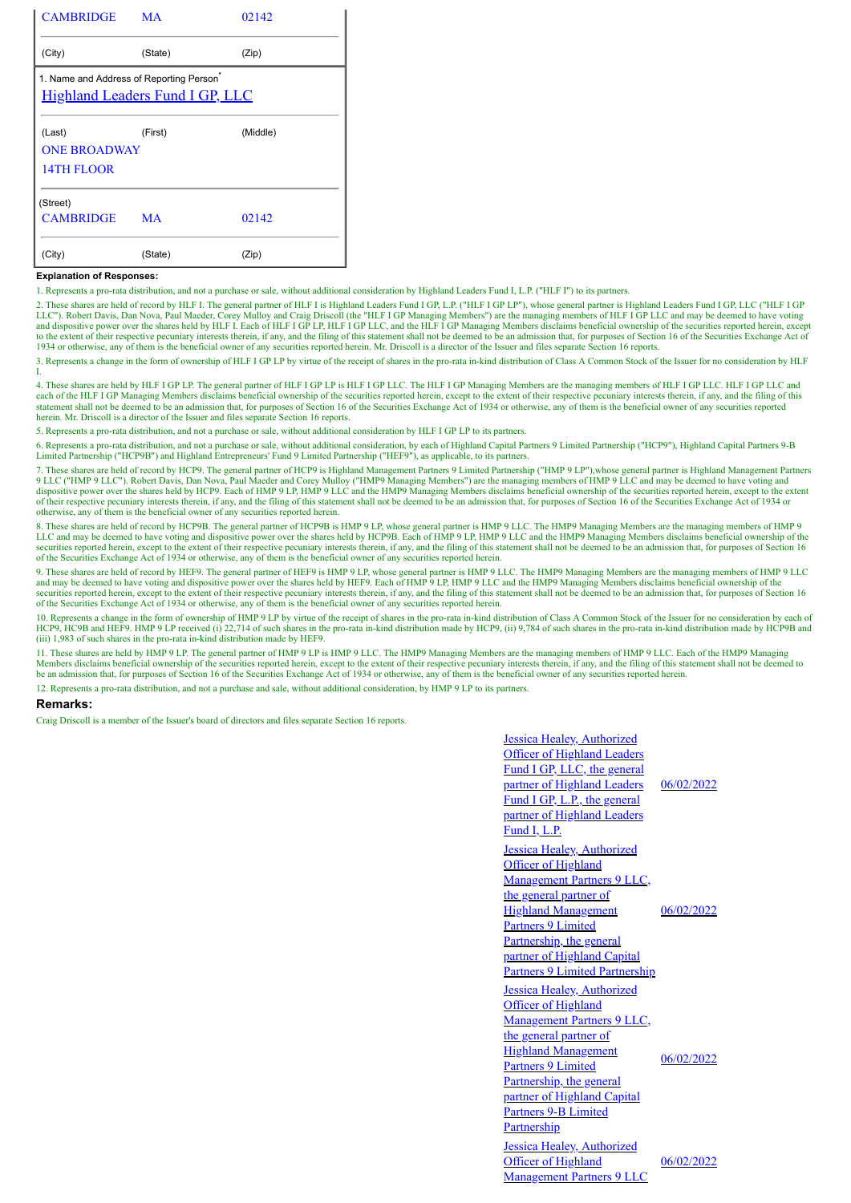| CAMBRIDGE | MA | 02142 |
|---|---|---|
| (City) | (State) | (Zip) |

1. Name and Address of Reporting Person*

Highland Leaders Fund I GP, LLC

| (Last) | (First) | (Middle) |
|---|---|---|
| ONE BROADWAY | | |
| 14TH FLOOR | | |
| (Street) | | |
| CAMBRIDGE | MA | 02142 |
| (City) | (State) | (Zip) |

**Explanation of Responses:**

1. Represents a pro-rata distribution, and not a purchase or sale, without additional consideration by Highland Leaders Fund I, L.P. ("HLF I") to its partners.

2. These shares are held of record by HLF I. The general partner of HLF I is Highland Leaders Fund I GP, L.P. ("HLF I GP LP"), whose general partner is Highland Leaders Fund I GP, LLC ("HLF I GP LLC"). Robert Davis, Dan Nova, Paul Maeder, Corey Mulloy and Craig Driscoll (the "HLF I GP Managing Members") are the managing members of HLF I GP LLC and may be deemed to have voting and dispositive power over the shares held by HLF I. Each of HLF I GP LP, HLF I GP LLC, and the HLF I GP Managing Members disclaims beneficial ownership of the securities reported herein, except to the extent of their respective pecuniary interests therein, if any, and the filing of this statement shall not be deemed to be an admission that, for purposes of Section 16 of the Securities Exchange Act of 1934 or otherwise, any of them is the beneficial owner of any securities reported herein. Mr. Driscoll is a director of the Issuer and files separate Section 16 reports.

3. Represents a change in the form of ownership of HLF I GP LP by virtue of the receipt of shares in the pro-rata in-kind distribution of Class A Common Stock of the Issuer for no consideration by HLF I.

4. These shares are held by HLF I GP LP. The general partner of HLF I GP LP is HLF I GP LLC. The HLF I GP Managing Members are the managing members of HLF I GP LLC. HLF I GP LLC and each of the HLF I GP Managing Members disclaims beneficial ownership of the securities reported herein, except to the extent of their respective pecuniary interests therein, if any, and the filing of this statement shall not be deemed to be an admission that, for purposes of Section 16 of the Securities Exchange Act of 1934 or otherwise, any of them is the beneficial owner of any securities reported herein. Mr. Driscoll is a director of the Issuer and files separate Section 16 reports.

5. Represents a pro-rata distribution, and not a purchase or sale, without additional consideration by HLF I GP LP to its partners.

6. Represents a pro-rata distribution, and not a purchase or sale, without additional consideration, by each of Highland Capital Partners 9 Limited Partnership ("HCP9"), Highland Capital Partners 9-B Limited Partnership ("HCP9B") and Highland Entrepreneurs' Fund 9 Limited Partnership ("HEF9"), as applicable, to its partners.

7. These shares are held of record by HCP9. The general partner of HCP9 is Highland Management Partners 9 Limited Partnership ("HMP 9 LP"),whose general partner is Highland Management Partners 9 LLC ("HMP 9 LLC"). Robert Davis, Dan Nova, Paul Maeder and Corey Mulloy ("HMP9 Managing Members") are the managing members of HMP 9 LLC and may be deemed to have voting and dispositive power over the shares held by HCP9. Each of HMP 9 LP, HMP 9 LLC and the HMP9 Managing Members disclaims beneficial ownership of the securities reported herein, except to the extent of their respective pecuniary interests therein, if any, and the filing of this statement shall not be deemed to be an admission that, for purposes of Section 16 of the Securities Exchange Act of 1934 or otherwise, any of them is the beneficial owner of any securities reported herein.

8. These shares are held of record by HCP9B. The general partner of HCP9B is HMP 9 LP, whose general partner is HMP 9 LLC. The HMP9 Managing Members are the managing members of HMP 9 LLC and may be deemed to have voting and dispositive power over the shares held by HCP9B. Each of HMP 9 LP, HMP 9 LLC and the HMP9 Managing Members disclaims beneficial ownership of the securities reported herein, except to the extent of their respective pecuniary interests therein, if any, and the filing of this statement shall not be deemed to be an admission that, for purposes of Section 16 of the Securities Exchange Act of 1934 or otherwise, any of them is the beneficial owner of any securities reported herein.

9. These shares are held of record by HEF9. The general partner of HEF9 is HMP 9 LP, whose general partner is HMP 9 LLC. The HMP9 Managing Members are the managing members of HMP 9 LLC and may be deemed to have voting and dispositive power over the shares held by HEF9. Each of HMP 9 LP, HMP 9 LLC and the HMP9 Managing Members disclaims beneficial ownership of the securities reported herein, except to the extent of their respective pecuniary interests therein, if any, and the filing of this statement shall not be deemed to be an admission that, for purposes of Section 16 of the Securities Exchange Act of 1934 or otherwise, any of them is the beneficial owner of any securities reported herein.

10. Represents a change in the form of ownership of HMP 9 LP by virtue of the receipt of shares in the pro-rata in-kind distribution of Class A Common Stock of the Issuer for no consideration by each of HCP9, HC9B and HEF9. HMP 9 LP received (i) 22,714 of such shares in the pro-rata in-kind distribution made by HCP9, (ii) 9,784 of such shares in the pro-rata in-kind distribution made by HCP9B and (iii) 1,983 of such shares in the pro-rata in-kind distribution made by HEF9.

11. These shares are held by HMP 9 LP. The general partner of HMP 9 LP is HMP 9 LLC. The HMP9 Managing Members are the managing members of HMP 9 LLC. Each of the HMP9 Managing Members disclaims beneficial ownership of the securities reported herein, except to the extent of their respective pecuniary interests therein, if any, and the filing of this statement shall not be deemed to be an admission that, for purposes of Section 16 of the Securities Exchange Act of 1934 or otherwise, any of them is the beneficial owner of any securities reported herein.

12. Represents a pro-rata distribution, and not a purchase and sale, without additional consideration, by HMP 9 LP to its partners.

## Remarks:

Craig Driscoll is a member of the Issuer's board of directors and files separate Section 16 reports.

| | |
|---|---|
| Jessica Healey, Authorized Officer of Highland Leaders Fund I GP, LLC, the general partner of Highland Leaders Fund I GP, L.P., the general partner of Highland Leaders Fund I, L.P. | 06/02/2022 |
| Jessica Healey, Authorized Officer of Highland Management Partners 9 LLC, the general partner of Highland Management Partners 9 Limited Partnership, the general partner of Highland Capital Partners 9 Limited Partnership | 06/02/2022 |
| Jessica Healey, Authorized Officer of Highland Management Partners 9 LLC, the general partner of Highland Management Partners 9 Limited Partnership, the general partner of Highland Capital Partners 9-B Limited Partnership | 06/02/2022 |
| Jessica Healey, Authorized Officer of Highland Management Partners 9 LLC | 06/02/2022 |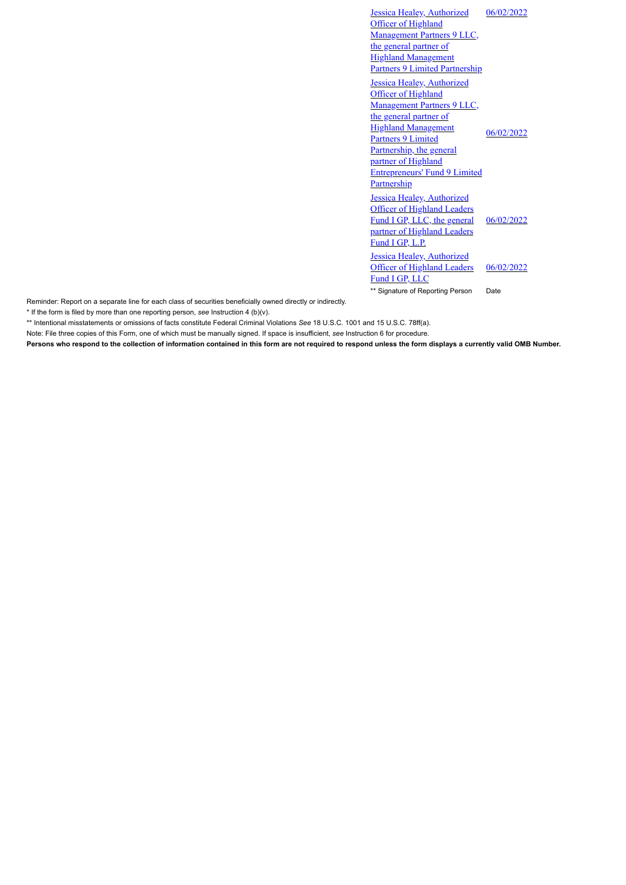| | |
|---|---|
| Jessica Healey, Authorized Officer of Highland Management Partners 9 LLC, the general partner of Highland Management Partners 9 Limited Partnership | 06/02/2022 |
| Jessica Healey, Authorized Officer of Highland Management Partners 9 LLC, the general partner of Highland Management Partners 9 Limited Partnership, the general partner of Highland Entrepreneurs' Fund 9 Limited Partnership | 06/02/2022 |
| Jessica Healey, Authorized Officer of Highland Leaders Fund I GP, LLC, the general partner of Highland Leaders Fund I GP, L.P. | 06/02/2022 |
| Jessica Healey, Authorized Officer of Highland Leaders Fund I GP, LLC | 06/02/2022 |
| ** Signature of Reporting Person | Date |

Reminder: Report on a separate line for each class of securities beneficially owned directly or indirectly.

* If the form is filed by more than one reporting person, *see* Instruction 4 (b)(v).

** Intentional misstatements or omissions of facts constitute Federal Criminal Violations *See* 18 U.S.C. 1001 and 15 U.S.C. 78ff(a).

Note: File three copies of this Form, one of which must be manually signed. If space is insufficient, *see* Instruction 6 for procedure.

**Persons who respond to the collection of information contained in this form are not required to respond unless the form displays a currently valid OMB Number.**